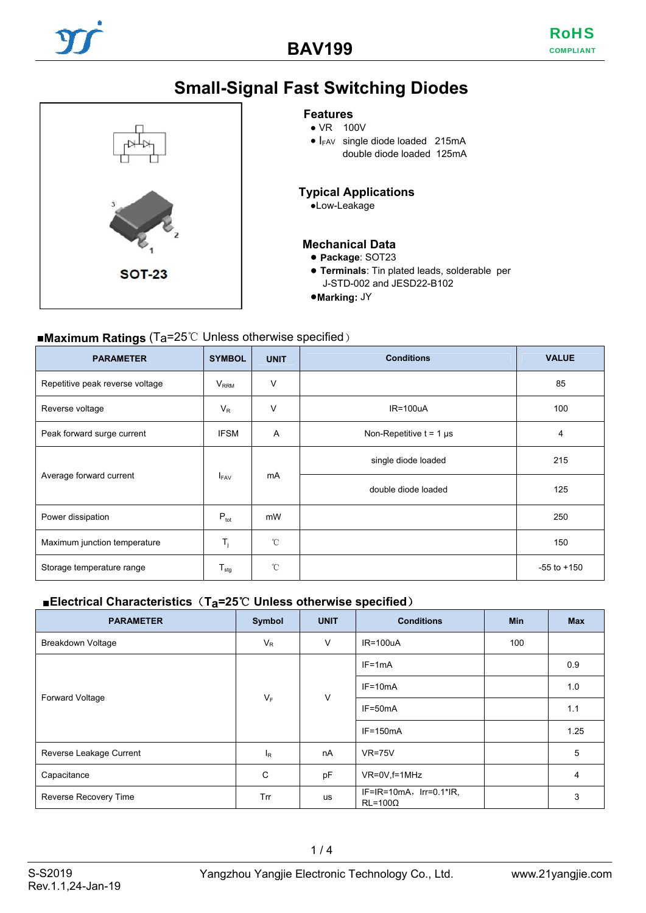# BAV199

RoHS COMPLIANT

## Small-Signal Fast Switching Diodes

SOT-23

### Features

- $V_R$ 100V
- $I_{FAV}$ single diode loaded 215mA
  double diode loaded 125mA

### Typical Applications

- Low-Leakage

### Mechanical Data

- **Package**: SOT23
- **Terminals**: Tin plated leads, solderable per J-STD-002 and JESD22-B102
- **Marking:** JY

### ■Maximum Ratings (Ta=25℃ Unless otherwise specified)

| PARAMETER | SYMBOL | UNIT | Conditions | VALUE |
|---|---|---|---|---|
| Repetitive peak reverse voltage | $V_{RRM}$ | V | | 85 |
| Reverse voltage | $V_R$ | V | IR=100uA | 100 |
| Peak forward surge current | IFSM | A | Non-Repetitive t = 1 μs | 4 |
| Average forward current | $I_{FAV}$ | mA | single diode loaded | 215 |
| | | | double diode loaded | 125 |
| Power dissipation | $P_{tot}$ | mW | | 250 |
| Maximum junction temperature | $T_j$ | ℃ | | 150 |
| Storage temperature range | $T_{stg}$ | ℃ | | -55 to +150 |

### ■Electrical Characteristics（$T_a$=25℃ Unless otherwise specified）

| PARAMETER | Symbol | UNIT | Conditions | Min | Max |
|---|---|---|---|---|---|
| Breakdown Voltage | $V_R$ | V | IR=100uA | 100 | |
| Forward Voltage | $V_F$ | V | IF=1mA | | 0.9 |
| | | | IF=10mA | | 1.0 |
| | | | IF=50mA | | 1.1 |
| | | | IF=150mA | | 1.25 |
| Reverse Leakage Current | $I_R$ | nA | VR=75V | | 5 |
| Capacitance | C | pF | VR=0V,f=1MHz | | 4 |
| Reverse Recovery Time | Trr | us | IF=IR=10mA，Irr=0.1*IR, RL=100Ω | | 3 |

S-S2019
Rev.1.1,24-Jan-19

Yangzhou Yangjie Electronic Technology Co., Ltd.

www.21yangjie.com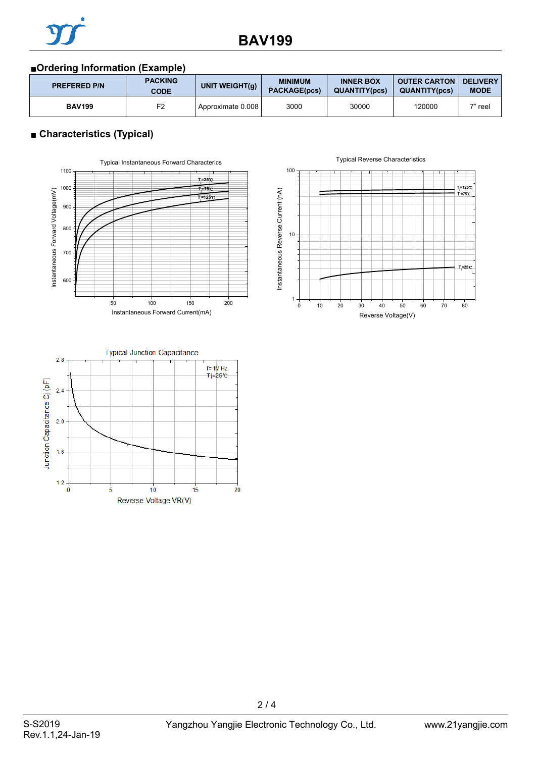## ■Ordering Information (Example)

| PREFERED P/N | PACKING CODE | UNIT WEIGHT(g) | MINIMUM PACKAGE(pcs) | INNER BOX QUANTITY(pcs) | OUTER CARTON QUANTITY(pcs) | DELIVERY MODE |
|---|---|---|---|---|---|---|
| BAV199 | F2 | Approximate 0.008 | 3000 | 30000 | 120000 | 7" reel |

## ■ Characteristics (Typical)

Typical Instantaneous Forward Characterics

Instantaneous Forward Voltage(mV)

1100
1000
900
800
700
600

50 100 150 200

Instantaneous Forward Current(mA)

$T_j$=25℃
$T_j$=75℃
$T_j$=125℃

Typical Reverse Characteristics

Instantaneous Reverse Current (nA)

100
10
1

0 10 20 30 40 50 60 70 80

Reverse Voltage(V)

$T_j$=125℃
$T_j$=75℃
$T_j$=25℃

Typical Junction Capacitance

Junction Capacitance Cj (pF)

2.8
2.4
2.0
1.6
1.2

0 5 10 15 20

Reverse Voltage VR(V)

f= 1M Hz
Tj=25℃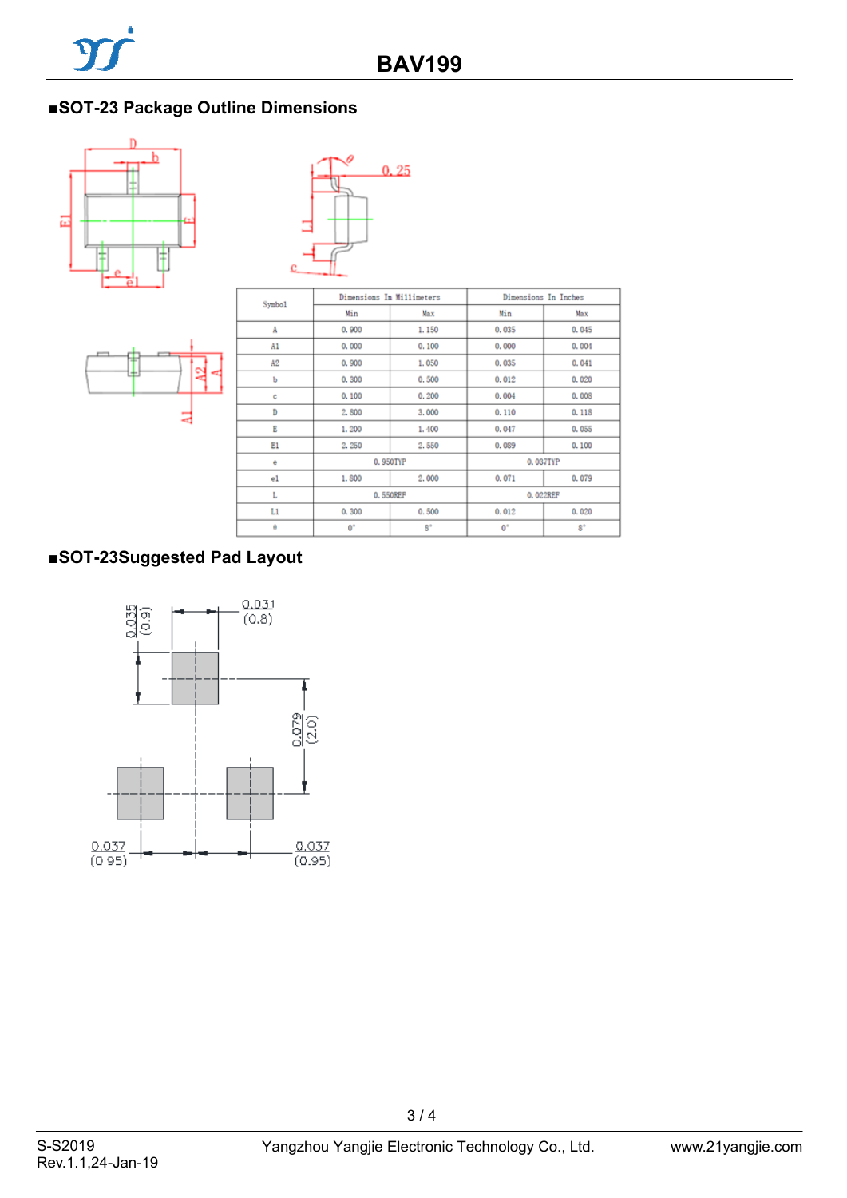## ■SOT-23 Package Outline Dimensions

D

b

E1

E

e

e1

θ

0.25

L1

c

A2

A

A1

| Symbol | Dimensions In Millimeters | | Dimensions In Inches | |
|---|---|---|---|---|
| | Min | Max | Min | Max |
| A | 0.900 | 1.150 | 0.035 | 0.045 |
| A1 | 0.000 | 0.100 | 0.000 | 0.004 |
| A2 | 0.900 | 1.050 | 0.035 | 0.041 |
| b | 0.300 | 0.500 | 0.012 | 0.020 |
| c | 0.100 | 0.200 | 0.004 | 0.008 |
| D | 2.800 | 3.000 | 0.110 | 0.118 |
| E | 1.200 | 1.400 | 0.047 | 0.055 |
| E1 | 2.250 | 2.550 | 0.089 | 0.100 |
| e | 0.950TYP | | 0.037TYP | |
| e1 | 1.800 | 2.000 | 0.071 | 0.079 |
| L | 0.550REF | | 0.022REF | |
| L1 | 0.300 | 0.500 | 0.012 | 0.020 |
| θ | 0° | 8° | 0° | 8° |

## ■SOT-23Suggested Pad Layout

0.035
(0.9)

0.031
(0.8)

0.079
(2.0)

0.037
(0.95)

0.037
(0.95)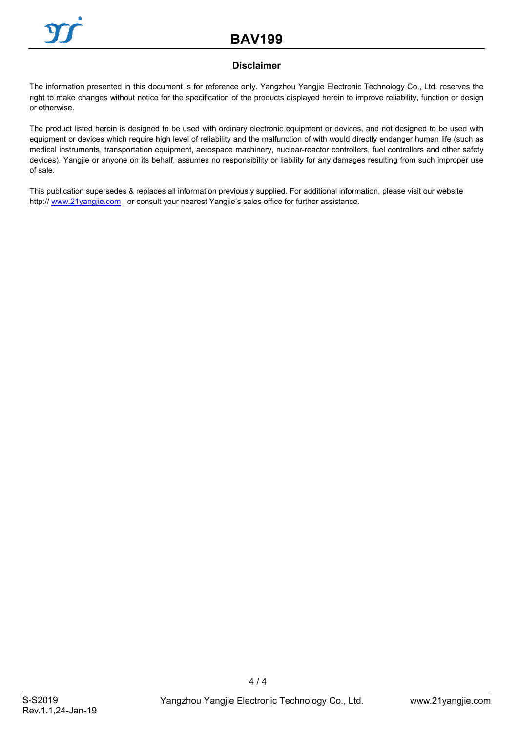## Disclaimer

The information presented in this document is for reference only. Yangzhou Yangjie Electronic Technology Co., Ltd. reserves the right to make changes without notice for the specification of the products displayed herein to improve reliability, function or design or otherwise.

The product listed herein is designed to be used with ordinary electronic equipment or devices, and not designed to be used with equipment or devices which require high level of reliability and the malfunction of with would directly endanger human life (such as medical instruments, transportation equipment, aerospace machinery, nuclear-reactor controllers, fuel controllers and other safety devices), Yangjie or anyone on its behalf, assumes no responsibility or liability for any damages resulting from such improper use of sale.

This publication supersedes & replaces all information previously supplied. For additional information, please visit our website http:// www.21yangjie.com , or consult your nearest Yangjie's sales office for further assistance.